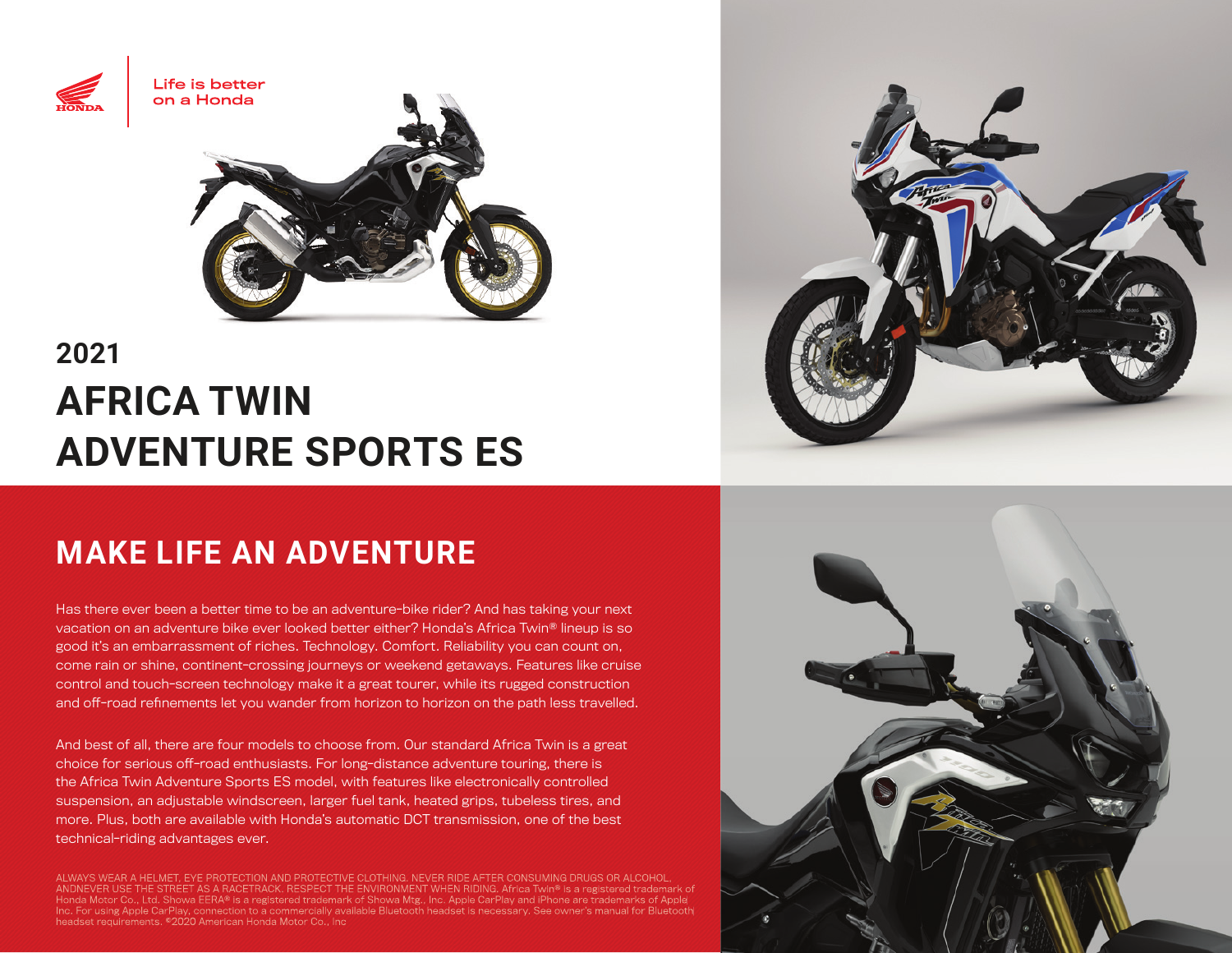Life is better on a Honda

2021

# AFRICA TWIN ADVENTURE SPORTS ES

## MAKE LIFE AN ADVENTURE

Has there ever been a better time to be an adventure-bike rider? And has taking your next vacation on an adventure bike ever looked better either? Honda's Africa Twin® lineup is so good it's an embarrassment of riches. Technology. Comfort. Reliability you can count on, come rain or shine, continent-crossing journeys or weekend getaways. Features like cruise control and touch-screen technology make it a great tourer, while its rugged construction and off-road refinements let you wander from horizon to horizon on the path less travelled.

And best of all, there are four models to choose from. Our standard Africa Twin is a great choice for serious off-road enthusiasts. For long-distance adventure touring, there is the Africa Twin Adventure Sports ES model, with features like electronically controlled suspension, an adjustable windscreen, larger fuel tank, heated grips, tubeless tires, and more. Plus, both are available with Honda's automatic DCT transmission, one of the best technical-riding advantages ever.

ALWAYS WEAR A HELMET, EYE PROTECTION AND PROTECTIVE CLOTHING. NEVER RIDE AFTER CONSUMING DRUGS OR ALCOHOL, ANDNEVER USE THE STREET AS A RACETRACK. RESPECT THE ENVIRONMENT WHEN RIDING. Africa Twin® is a registered trademark of Honda Motor Co., Ltd. Showa EERA® is a registered trademark of Showa Mfg., Inc. Apple CarPlay and iPhone are trademarks of Apple Inc. For using Apple CarPlay, connection to a commercially available Bluetooth headset is necessary. See owner's manual for Bluetooth headset requirements. ©2020 American Honda Motor Co., Inc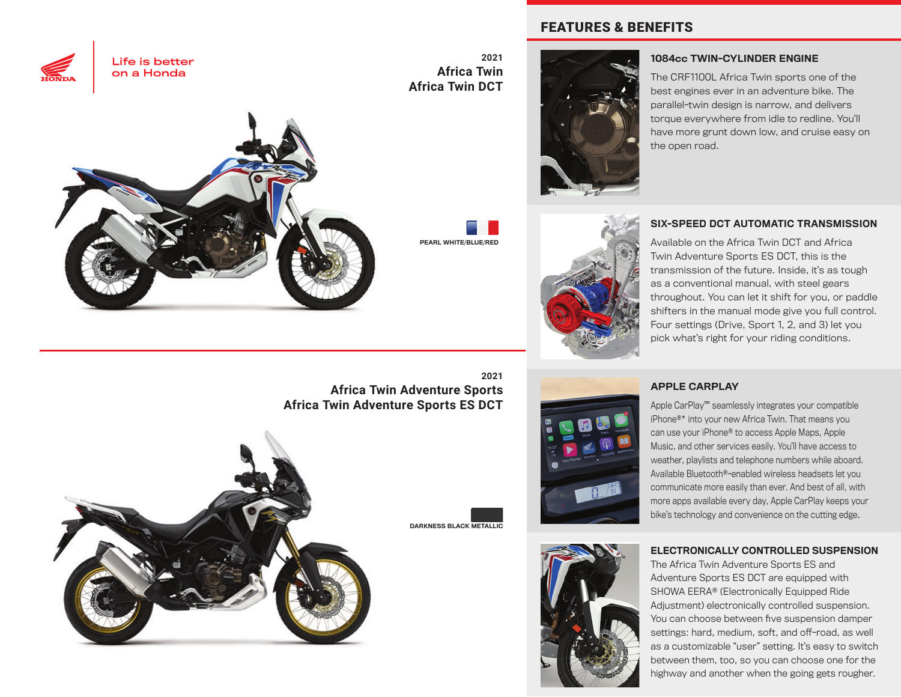Life is better on a Honda

## 2021 Africa Twin Africa Twin DCT

PEARL WHITE/BLUE/RED

## 2021 Africa Twin Adventure Sports Africa Twin Adventure Sports ES DCT

DARKNESS BLACK METALLIC

## FEATURES & BENEFITS

### 1084cc TWIN-CYLINDER ENGINE

The CRF1100L Africa Twin sports one of the best engines ever in an adventure bike. The parallel-twin design is narrow, and delivers torque everywhere from idle to redline. You'll have more grunt down low, and cruise easy on the open road.

### SIX-SPEED DCT AUTOMATIC TRANSMISSION

Available on the Africa Twin DCT and Africa Twin Adventure Sports ES DCT, this is the transmission of the future. Inside, it's as tough as a conventional manual, with steel gears throughout. You can let it shift for you, or paddle shifters in the manual mode give you full control. Four settings (Drive, Sport 1, 2, and 3) let you pick what's right for your riding conditions.

### APPLE CARPLAY

Apple CarPlay™ seamlessly integrates your compatible iPhone®* into your new Africa Twin. That means you can use your iPhone® to access Apple Maps, Apple Music, and other services easily. You'll have access to weather, playlists and telephone numbers while aboard. Available Bluetooth®-enabled wireless headsets let you communicate more easily than ever. And best of all, with more apps available every day, Apple CarPlay keeps your bike's technology and convenience on the cutting edge.

### ELECTRONICALLY CONTROLLED SUSPENSION

The Africa Twin Adventure Sports ES and Adventure Sports ES DCT are equipped with SHOWA EERA® (Electronically Equipped Ride Adjustment) electronically controlled suspension. You can choose between five suspension damper settings: hard, medium, soft, and off-road, as well as a customizable "user" setting. It's easy to switch between them, too, so you can choose one for the highway and another when the going gets rougher.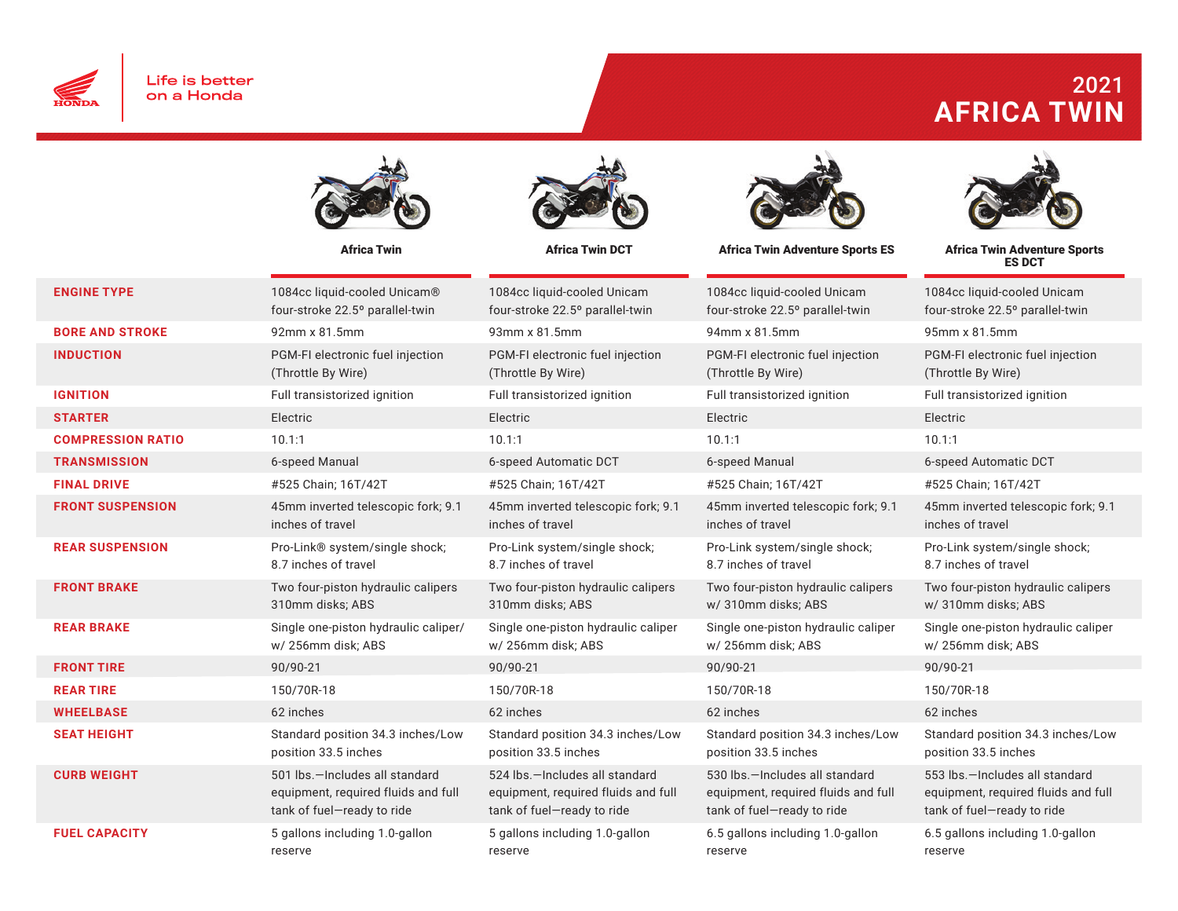Life is better on a Honda

# 2021 AFRICA TWIN

| | Africa Twin | Africa Twin DCT | Africa Twin Adventure Sports ES | Africa Twin Adventure Sports ES DCT |
|---|---|---|---|---|
| **ENGINE TYPE** | 1084cc liquid-cooled Unicam® four-stroke 22.5º parallel-twin | 1084cc liquid-cooled Unicam four-stroke 22.5º parallel-twin | 1084cc liquid-cooled Unicam four-stroke 22.5º parallel-twin | 1084cc liquid-cooled Unicam four-stroke 22.5º parallel-twin |
| **BORE AND STROKE** | 92mm x 81.5mm | 93mm x 81.5mm | 94mm x 81.5mm | 95mm x 81.5mm |
| **INDUCTION** | PGM-FI electronic fuel injection (Throttle By Wire) | PGM-FI electronic fuel injection (Throttle By Wire) | PGM-FI electronic fuel injection (Throttle By Wire) | PGM-FI electronic fuel injection (Throttle By Wire) |
| **IGNITION** | Full transistorized ignition | Full transistorized ignition | Full transistorized ignition | Full transistorized ignition |
| **STARTER** | Electric | Electric | Electric | Electric |
| **COMPRESSION RATIO** | 10.1:1 | 10.1:1 | 10.1:1 | 10.1:1 |
| **TRANSMISSION** | 6-speed Manual | 6-speed Automatic DCT | 6-speed Manual | 6-speed Automatic DCT |
| **FINAL DRIVE** | #525 Chain; 16T/42T | #525 Chain; 16T/42T | #525 Chain; 16T/42T | #525 Chain; 16T/42T |
| **FRONT SUSPENSION** | 45mm inverted telescopic fork; 9.1 inches of travel | 45mm inverted telescopic fork; 9.1 inches of travel | 45mm inverted telescopic fork; 9.1 inches of travel | 45mm inverted telescopic fork; 9.1 inches of travel |
| **REAR SUSPENSION** | Pro-Link® system/single shock; 8.7 inches of travel | Pro-Link system/single shock; 8.7 inches of travel | Pro-Link system/single shock; 8.7 inches of travel | Pro-Link system/single shock; 8.7 inches of travel |
| **FRONT BRAKE** | Two four-piston hydraulic calipers 310mm disks; ABS | Two four-piston hydraulic calipers 310mm disks; ABS | Two four-piston hydraulic calipers w/ 310mm disks; ABS | Two four-piston hydraulic calipers w/ 310mm disks; ABS |
| **REAR BRAKE** | Single one-piston hydraulic caliper/ w/ 256mm disk; ABS | Single one-piston hydraulic caliper w/ 256mm disk; ABS | Single one-piston hydraulic caliper w/ 256mm disk; ABS | Single one-piston hydraulic caliper w/ 256mm disk; ABS |
| **FRONT TIRE** | 90/90-21 | 90/90-21 | 90/90-21 | 90/90-21 |
| **REAR TIRE** | 150/70R-18 | 150/70R-18 | 150/70R-18 | 150/70R-18 |
| **WHEELBASE** | 62 inches | 62 inches | 62 inches | 62 inches |
| **SEAT HEIGHT** | Standard position 34.3 inches/Low position 33.5 inches | Standard position 34.3 inches/Low position 33.5 inches | Standard position 34.3 inches/Low position 33.5 inches | Standard position 34.3 inches/Low position 33.5 inches |
| **CURB WEIGHT** | 501 lbs.—Includes all standard equipment, required fluids and full tank of fuel—ready to ride | 524 lbs.—Includes all standard equipment, required fluids and full tank of fuel—ready to ride | 530 lbs.—Includes all standard equipment, required fluids and full tank of fuel—ready to ride | 553 lbs.—Includes all standard equipment, required fluids and full tank of fuel—ready to ride |
| **FUEL CAPACITY** | 5 gallons including 1.0-gallon reserve | 5 gallons including 1.0-gallon reserve | 6.5 gallons including 1.0-gallon reserve | 6.5 gallons including 1.0-gallon reserve |